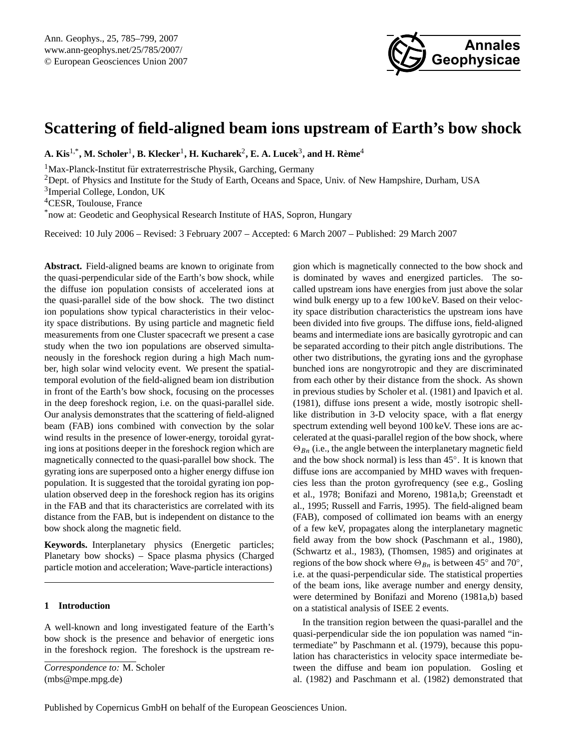# Scattering of field-aligned beam ions upstream of Earth's bow shock

**A. Kis[1,*], M. Scholer[1], B. Klecker[1], H. Kucharek[2], E. A. Lucek[3], and H. Rème[4]**

[1]Max-Planck-Institut für extraterrestrische Physik, Garching, Germany
[2]Dept. of Physics and Institute for the Study of Earth, Oceans and Space, Univ. of New Hampshire, Durham, USA
[3]Imperial College, London, UK
[4]CESR, Toulouse, France
[*]now at: Geodetic and Geophysical Research Institute of HAS, Sopron, Hungary

Received: 10 July 2006 – Revised: 3 February 2007 – Accepted: 6 March 2007 – Published: 29 March 2007

**Abstract.** Field-aligned beams are known to originate from the quasi-perpendicular side of the Earth's bow shock, while the diffuse ion population consists of accelerated ions at the quasi-parallel side of the bow shock. The two distinct ion populations show typical characteristics in their velocity space distributions. By using particle and magnetic field measurements from one Cluster spacecraft we present a case study when the two ion populations are observed simultaneously in the foreshock region during a high Mach number, high solar wind velocity event. We present the spatial-temporal evolution of the field-aligned beam ion distribution in front of the Earth's bow shock, focusing on the processes in the deep foreshock region, i.e. on the quasi-parallel side. Our analysis demonstrates that the scattering of field-aligned beam (FAB) ions combined with convection by the solar wind results in the presence of lower-energy, toroidal gyrating ions at positions deeper in the foreshock region which are magnetically connected to the quasi-parallel bow shock. The gyrating ions are superposed onto a higher energy diffuse ion population. It is suggested that the toroidal gyrating ion population observed deep in the foreshock region has its origins in the FAB and that its characteristics are correlated with its distance from the FAB, but is independent on distance to the bow shock along the magnetic field.

**Keywords.** Interplanetary physics (Energetic particles; Planetary bow shocks) – Space plasma physics (Charged particle motion and acceleration; Wave-particle interactions)

## 1 Introduction

A well-known and long investigated feature of the Earth's bow shock is the presence and behavior of energetic ions in the foreshock region. The foreshock is the upstream region which is magnetically connected to the bow shock and is dominated by waves and energized particles. The so-called upstream ions have energies from just above the solar wind bulk energy up to a few 100 keV. Based on their velocity space distribution characteristics the upstream ions have been divided into five groups. The diffuse ions, field-aligned beams and intermediate ions are basically gyrotropic and can be separated according to their pitch angle distributions. The other two distributions, the gyrating ions and the gyrophase bunched ions are nongyrotropic and they are discriminated from each other by their distance from the shock. As shown in previous studies by Scholer et al. (1981) and Ipavich et al. (1981), diffuse ions present a wide, mostly isotropic shell-like distribution in 3-D velocity space, with a flat energy spectrum extending well beyond 100 keV. These ions are accelerated at the quasi-parallel region of the bow shock, where $\Theta_{Bn}$ (i.e., the angle between the interplanetary magnetic field and the bow shock normal) is less than 45°. It is known that diffuse ions are accompanied by MHD waves with frequencies less than the proton gyrofrequency (see e.g., Gosling et al., 1978; Bonifazi and Moreno, 1981a,b; Greenstadt et al., 1995; Russell and Farris, 1995). The field-aligned beam (FAB), composed of collimated ion beams with an energy of a few keV, propagates along the interplanetary magnetic field away from the bow shock (Paschmann et al., 1980), (Schwartz et al., 1983), (Thomsen, 1985) and originates at regions of the bow shock where $\Theta_{Bn}$ is between 45° and 70°, i.e. at the quasi-perpendicular side. The statistical properties of the beam ions, like average number and energy density, were determined by Bonifazi and Moreno (1981a,b) based on a statistical analysis of ISEE 2 events.

In the transition region between the quasi-parallel and the quasi-perpendicular side the ion population was named "intermediate" by Paschmann et al. (1979), because this population has characteristics in velocity space intermediate between the diffuse and beam ion population. Gosling et al. (1982) and Paschmann et al. (1982) demonstrated that

*Correspondence to:* M. Scholer
(mbs@mpe.mpg.de)

Published by Copernicus GmbH on behalf of the European Geosciences Union.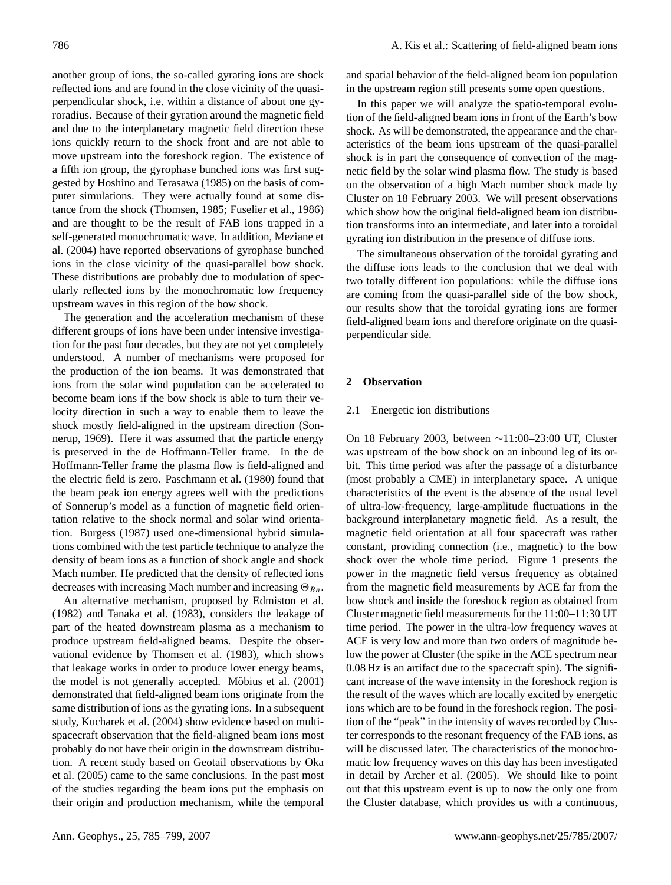another group of ions, the so-called gyrating ions are shock reflected ions and are found in the close vicinity of the quasi-perpendicular shock, i.e. within a distance of about one gyroradius. Because of their gyration around the magnetic field and due to the interplanetary magnetic field direction these ions quickly return to the shock front and are not able to move upstream into the foreshock region. The existence of a fifth ion group, the gyrophase bunched ions was first suggested by Hoshino and Terasawa (1985) on the basis of computer simulations. They were actually found at some distance from the shock (Thomsen, 1985; Fuselier et al., 1986) and are thought to be the result of FAB ions trapped in a self-generated monochromatic wave. In addition, Meziane et al. (2004) have reported observations of gyrophase bunched ions in the close vicinity of the quasi-parallel bow shock. These distributions are probably due to modulation of specularly reflected ions by the monochromatic low frequency upstream waves in this region of the bow shock.

The generation and the acceleration mechanism of these different groups of ions have been under intensive investigation for the past four decades, but they are not yet completely understood. A number of mechanisms were proposed for the production of the ion beams. It was demonstrated that ions from the solar wind population can be accelerated to become beam ions if the bow shock is able to turn their velocity direction in such a way to enable them to leave the shock mostly field-aligned in the upstream direction (Sonnerup, 1969). Here it was assumed that the particle energy is preserved in the de Hoffmann-Teller frame. In the de Hoffmann-Teller frame the plasma flow is field-aligned and the electric field is zero. Paschmann et al. (1980) found that the beam peak ion energy agrees well with the predictions of Sonnerup's model as a function of magnetic field orientation relative to the shock normal and solar wind orientation. Burgess (1987) used one-dimensional hybrid simulations combined with the test particle technique to analyze the density of beam ions as a function of shock angle and shock Mach number. He predicted that the density of reflected ions decreases with increasing Mach number and increasing $\Theta_{Bn}$.

An alternative mechanism, proposed by Edmiston et al. (1982) and Tanaka et al. (1983), considers the leakage of part of the heated downstream plasma as a mechanism to produce upstream field-aligned beams. Despite the observational evidence by Thomsen et al. (1983), which shows that leakage works in order to produce lower energy beams, the model is not generally accepted. Möbius et al. (2001) demonstrated that field-aligned beam ions originate from the same distribution of ions as the gyrating ions. In a subsequent study, Kucharek et al. (2004) show evidence based on multi-spacecraft observation that the field-aligned beam ions most probably do not have their origin in the downstream distribution. A recent study based on Geotail observations by Oka et al. (2005) came to the same conclusions. In the past most of the studies regarding the beam ions put the emphasis on their origin and production mechanism, while the temporal and spatial behavior of the field-aligned beam ion population in the upstream region still presents some open questions.

In this paper we will analyze the spatio-temporal evolution of the field-aligned beam ions in front of the Earth's bow shock. As will be demonstrated, the appearance and the characteristics of the beam ions upstream of the quasi-parallel shock is in part the consequence of convection of the magnetic field by the solar wind plasma flow. The study is based on the observation of a high Mach number shock made by Cluster on 18 February 2003. We will present observations which show how the original field-aligned beam ion distribution transforms into an intermediate, and later into a toroidal gyrating ion distribution in the presence of diffuse ions.

The simultaneous observation of the toroidal gyrating and the diffuse ions leads to the conclusion that we deal with two totally different ion populations: while the diffuse ions are coming from the quasi-parallel side of the bow shock, our results show that the toroidal gyrating ions are former field-aligned beam ions and therefore originate on the quasi-perpendicular side.

## 2 Observation

### 2.1 Energetic ion distributions

On 18 February 2003, between ∼11:00–23:00 UT, Cluster was upstream of the bow shock on an inbound leg of its orbit. This time period was after the passage of a disturbance (most probably a CME) in interplanetary space. A unique characteristics of the event is the absence of the usual level of ultra-low-frequency, large-amplitude fluctuations in the background interplanetary magnetic field. As a result, the magnetic field orientation at all four spacecraft was rather constant, providing connection (i.e., magnetic) to the bow shock over the whole time period. Figure 1 presents the power in the magnetic field versus frequency as obtained from the magnetic field measurements by ACE far from the bow shock and inside the foreshock region as obtained from Cluster magnetic field measurements for the 11:00–11:30 UT time period. The power in the ultra-low frequency waves at ACE is very low and more than two orders of magnitude below the power at Cluster (the spike in the ACE spectrum near 0.08 Hz is an artifact due to the spacecraft spin). The significant increase of the wave intensity in the foreshock region is the result of the waves which are locally excited by energetic ions which are to be found in the foreshock region. The position of the "peak" in the intensity of waves recorded by Cluster corresponds to the resonant frequency of the FAB ions, as will be discussed later. The characteristics of the monochromatic low frequency waves on this day has been investigated in detail by Archer et al. (2005). We should like to point out that this upstream event is up to now the only one from the Cluster database, which provides us with a continuous,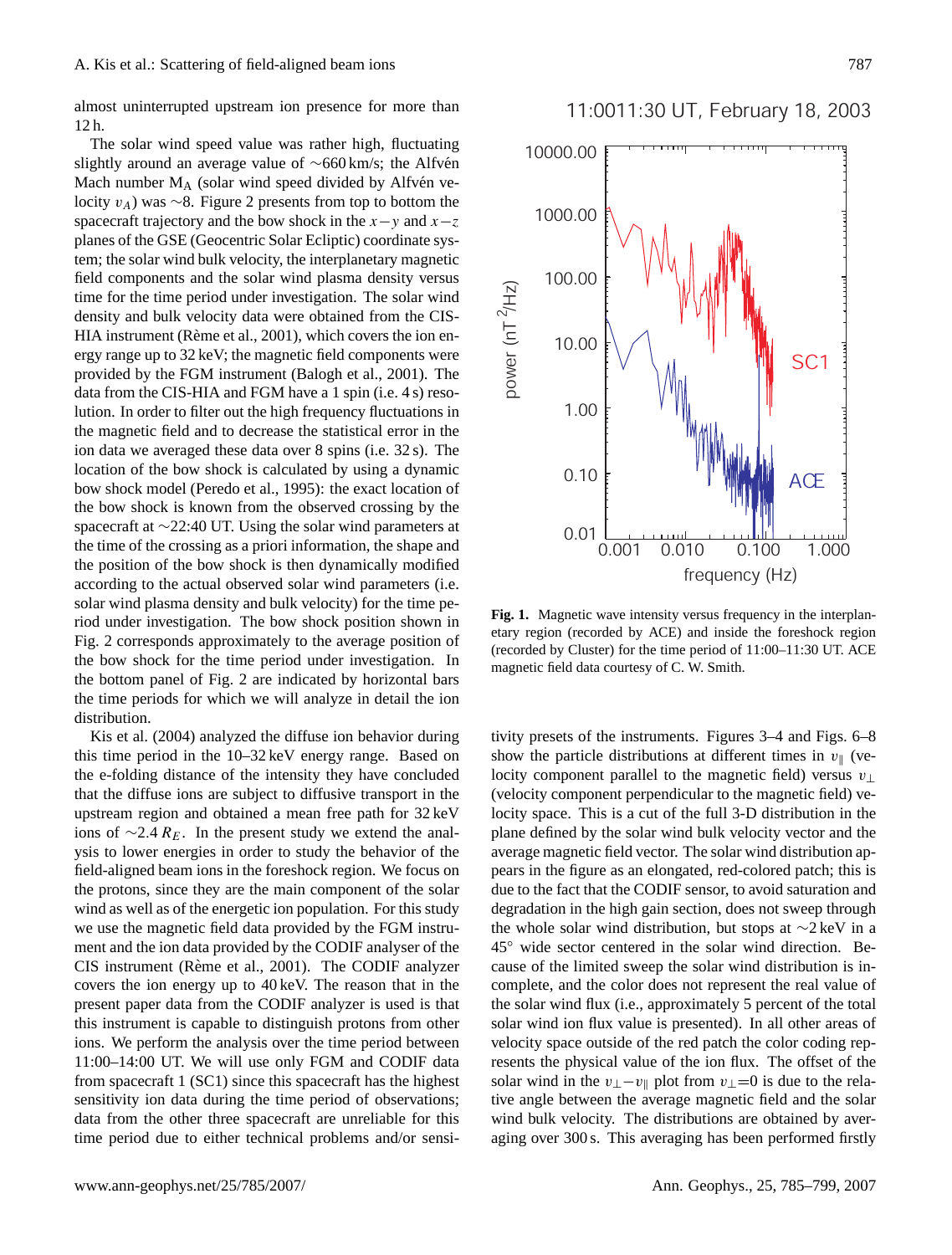almost uninterrupted upstream ion presence for more than 12 h.

The solar wind speed value was rather high, fluctuating slightly around an average value of ∼660 km/s; the Alfvén Mach number $M_A$ (solar wind speed divided by Alfvén velocity $v_A$) was ∼8. Figure 2 presents from top to bottom the spacecraft trajectory and the bow shock in the $x-y$ and $x-z$ planes of the GSE (Geocentric Solar Ecliptic) coordinate system; the solar wind bulk velocity, the interplanetary magnetic field components and the solar wind plasma density versus time for the time period under investigation. The solar wind density and bulk velocity data were obtained from the CIS-HIA instrument (Rème et al., 2001), which covers the ion energy range up to 32 keV; the magnetic field components were provided by the FGM instrument (Balogh et al., 2001). The data from the CIS-HIA and FGM have a 1 spin (i.e. 4 s) resolution. In order to filter out the high frequency fluctuations in the magnetic field and to decrease the statistical error in the ion data we averaged these data over 8 spins (i.e. 32 s). The location of the bow shock is calculated by using a dynamic bow shock model (Peredo et al., 1995): the exact location of the bow shock is known from the observed crossing by the spacecraft at ∼22:40 UT. Using the solar wind parameters at the time of the crossing as a priori information, the shape and the position of the bow shock is then dynamically modified according to the actual observed solar wind parameters (i.e. solar wind plasma density and bulk velocity) for the time period under investigation. The bow shock position shown in Fig. 2 corresponds approximately to the average position of the bow shock for the time period under investigation. In the bottom panel of Fig. 2 are indicated by horizontal bars the time periods for which we will analyze in detail the ion distribution.

Kis et al. (2004) analyzed the diffuse ion behavior during this time period in the 10–32 keV energy range. Based on the e-folding distance of the intensity they have concluded that the diffuse ions are subject to diffusive transport in the upstream region and obtained a mean free path for 32 keV ions of ∼2.4 $R_E$. In the present study we extend the analysis to lower energies in order to study the behavior of the field-aligned beam ions in the foreshock region. We focus on the protons, since they are the main component of the solar wind as well as of the energetic ion population. For this study we use the magnetic field data provided by the FGM instrument and the ion data provided by the CODIF analyser of the CIS instrument (Rème et al., 2001). The CODIF analyzer covers the ion energy up to 40 keV. The reason that in the present paper data from the CODIF analyzer is used is that this instrument is capable to distinguish protons from other ions. We perform the analysis over the time period between 11:00–14:00 UT. We will use only FGM and CODIF data from spacecraft 1 (SC1) since this spacecraft has the highest sensitivity ion data during the time period of observations; data from the other three spacecraft are unreliable for this time period due to either technical problems and/or sensitivity presets of the instruments. Figures 3–4 and Figs. 6–8 show the particle distributions at different times in $v_\parallel$ (velocity component parallel to the magnetic field) versus $v_\perp$ (velocity component perpendicular to the magnetic field) velocity space. This is a cut of the full 3-D distribution in the plane defined by the solar wind bulk velocity vector and the average magnetic field vector. The solar wind distribution appears in the figure as an elongated, red-colored patch; this is due to the fact that the CODIF sensor, to avoid saturation and degradation in the high gain section, does not sweep through the whole solar wind distribution, but stops at ∼2 keV in a 45° wide sector centered in the solar wind direction. Because of the limited sweep the solar wind distribution is incomplete, and the color does not represent the real value of the solar wind flux (i.e., approximately 5 percent of the total solar wind ion flux value is presented). In all other areas of velocity space outside of the red patch the color coding represents the physical value of the ion flux. The offset of the solar wind in the $v_\perp - v_\parallel$ plot from $v_\perp$=0 is due to the relative angle between the average magnetic field and the solar wind bulk velocity. The distributions are obtained by averaging over 300 s. This averaging has been performed firstly

**Fig. 1.** Magnetic wave intensity versus frequency in the interplanetary region (recorded by ACE) and inside the foreshock region (recorded by Cluster) for the time period of 11:00–11:30 UT. ACE magnetic field data courtesy of C. W. Smith.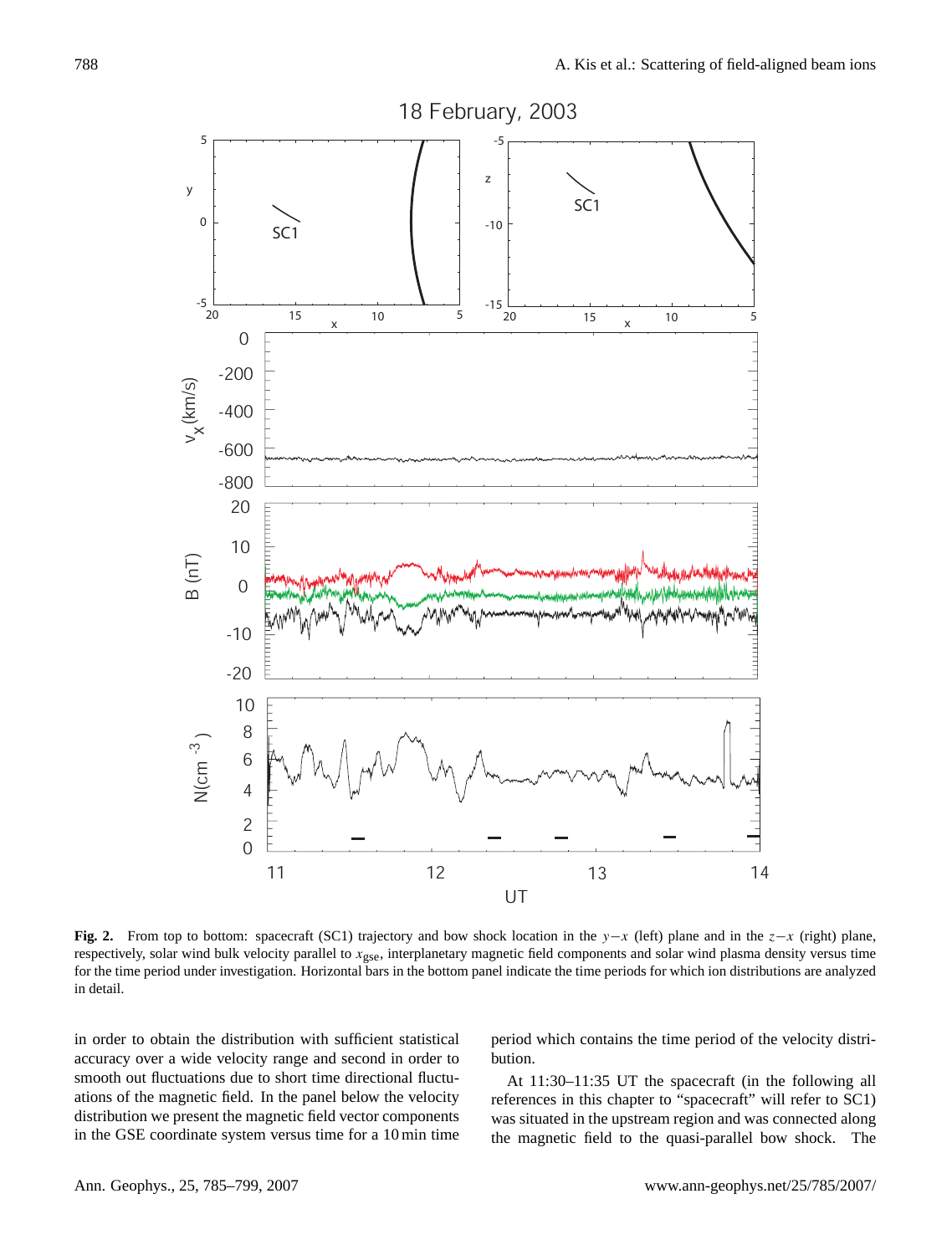**Fig. 2.** From top to bottom: spacecraft (SC1) trajectory and bow shock location in the $y-x$ (left) plane and in the $z-x$ (right) plane, respectively, solar wind bulk velocity parallel to $x_{gse}$, interplanetary magnetic field components and solar wind plasma density versus time for the time period under investigation. Horizontal bars in the bottom panel indicate the time periods for which ion distributions are analyzed in detail.

in order to obtain the distribution with sufficient statistical accuracy over a wide velocity range and second in order to smooth out fluctuations due to short time directional fluctuations of the magnetic field. In the panel below the velocity distribution we present the magnetic field vector components in the GSE coordinate system versus time for a 10 min time period which contains the time period of the velocity distribution.

At 11:30–11:35 UT the spacecraft (in the following all references in this chapter to "spacecraft" will refer to SC1) was situated in the upstream region and was connected along the magnetic field to the quasi-parallel bow shock. The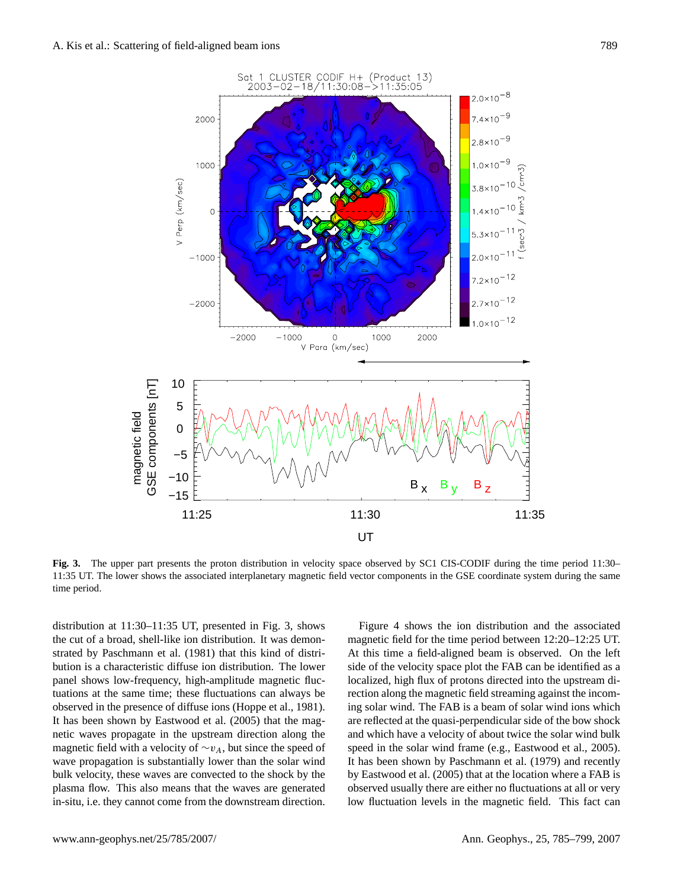**Fig. 3.** The upper part presents the proton distribution in velocity space observed by SC1 CIS-CODIF during the time period 11:30–11:35 UT. The lower shows the associated interplanetary magnetic field vector components in the GSE coordinate system during the same time period.

distribution at 11:30–11:35 UT, presented in Fig. 3, shows the cut of a broad, shell-like ion distribution. It was demonstrated by Paschmann et al. (1981) that this kind of distribution is a characteristic diffuse ion distribution. The lower panel shows low-frequency, high-amplitude magnetic fluctuations at the same time; these fluctuations can always be observed in the presence of diffuse ions (Hoppe et al., 1981). It has been shown by Eastwood et al. (2005) that the magnetic waves propagate in the upstream direction along the magnetic field with a velocity of $\sim v_A$, but since the speed of wave propagation is substantially lower than the solar wind bulk velocity, these waves are convected to the shock by the plasma flow. This also means that the waves are generated in-situ, i.e. they cannot come from the downstream direction.

Figure 4 shows the ion distribution and the associated magnetic field for the time period between 12:20–12:25 UT. At this time a field-aligned beam is observed. On the left side of the velocity space plot the FAB can be identified as a localized, high flux of protons directed into the upstream direction along the magnetic field streaming against the incoming solar wind. The FAB is a beam of solar wind ions which are reflected at the quasi-perpendicular side of the bow shock and which have a velocity of about twice the solar wind bulk speed in the solar wind frame (e.g., Eastwood et al., 2005). It has been shown by Paschmann et al. (1979) and recently by Eastwood et al. (2005) that at the location where a FAB is observed usually there are either no fluctuations at all or very low fluctuation levels in the magnetic field. This fact can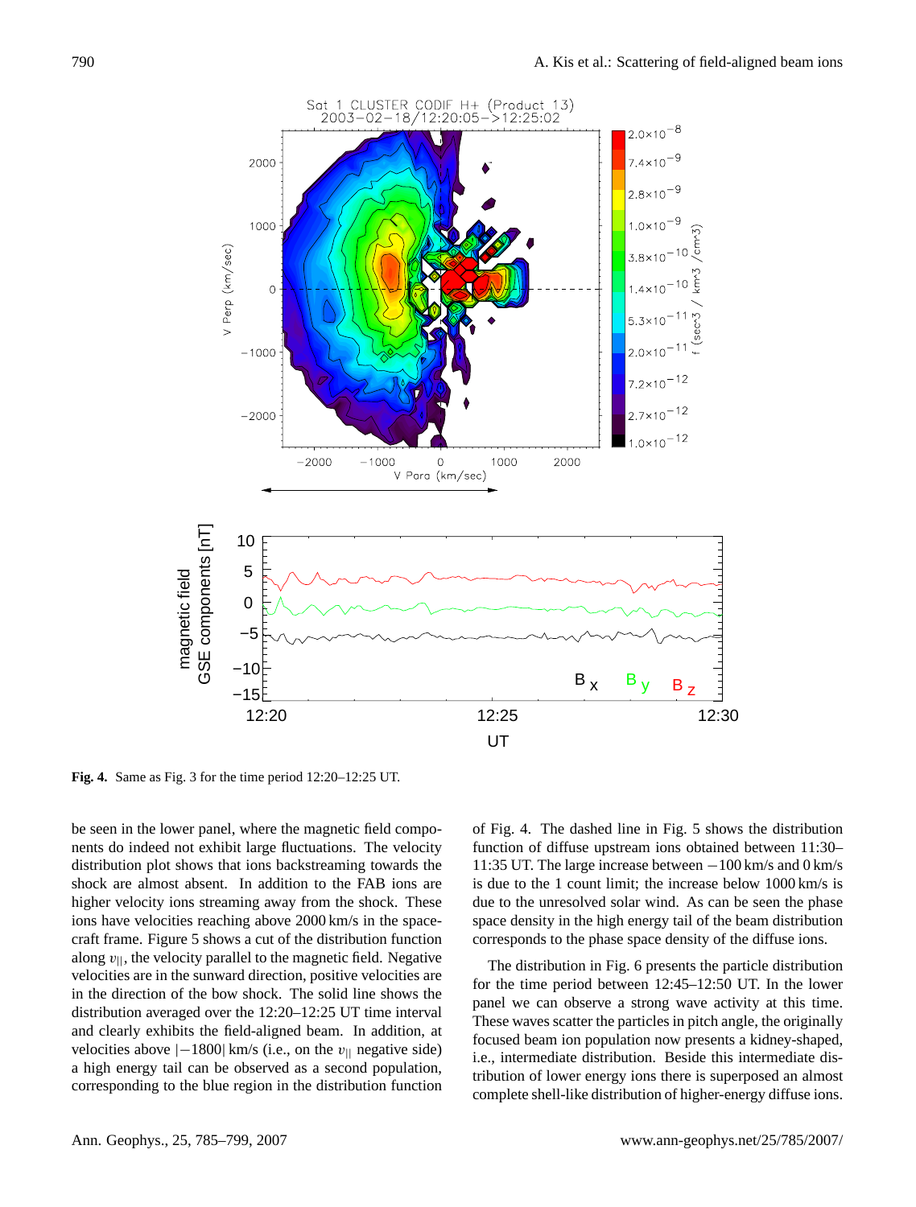Fig. 4. Same as Fig. 3 for the time period 12:20–12:25 UT.

be seen in the lower panel, where the magnetic field components do indeed not exhibit large fluctuations. The velocity distribution plot shows that ions backstreaming towards the shock are almost absent. In addition to the FAB ions are higher velocity ions streaming away from the shock. These ions have velocities reaching above 2000 km/s in the spacecraft frame. Figure 5 shows a cut of the distribution function along $v_{||}$, the velocity parallel to the magnetic field. Negative velocities are in the sunward direction, positive velocities are in the direction of the bow shock. The solid line shows the distribution averaged over the 12:20–12:25 UT time interval and clearly exhibits the field-aligned beam. In addition, at velocities above $|-1800|$ km/s (i.e., on the $v_{||}$ negative side) a high energy tail can be observed as a second population, corresponding to the blue region in the distribution function of Fig. 4. The dashed line in Fig. 5 shows the distribution function of diffuse upstream ions obtained between 11:30–11:35 UT. The large increase between $-100$ km/s and 0 km/s is due to the 1 count limit; the increase below 1000 km/s is due to the unresolved solar wind. As can be seen the phase space density in the high energy tail of the beam distribution corresponds to the phase space density of the diffuse ions.

The distribution in Fig. 6 presents the particle distribution for the time period between 12:45–12:50 UT. In the lower panel we can observe a strong wave activity at this time. These waves scatter the particles in pitch angle, the originally focused beam ion population now presents a kidney-shaped, i.e., intermediate distribution. Beside this intermediate distribution of lower energy ions there is superposed an almost complete shell-like distribution of higher-energy diffuse ions.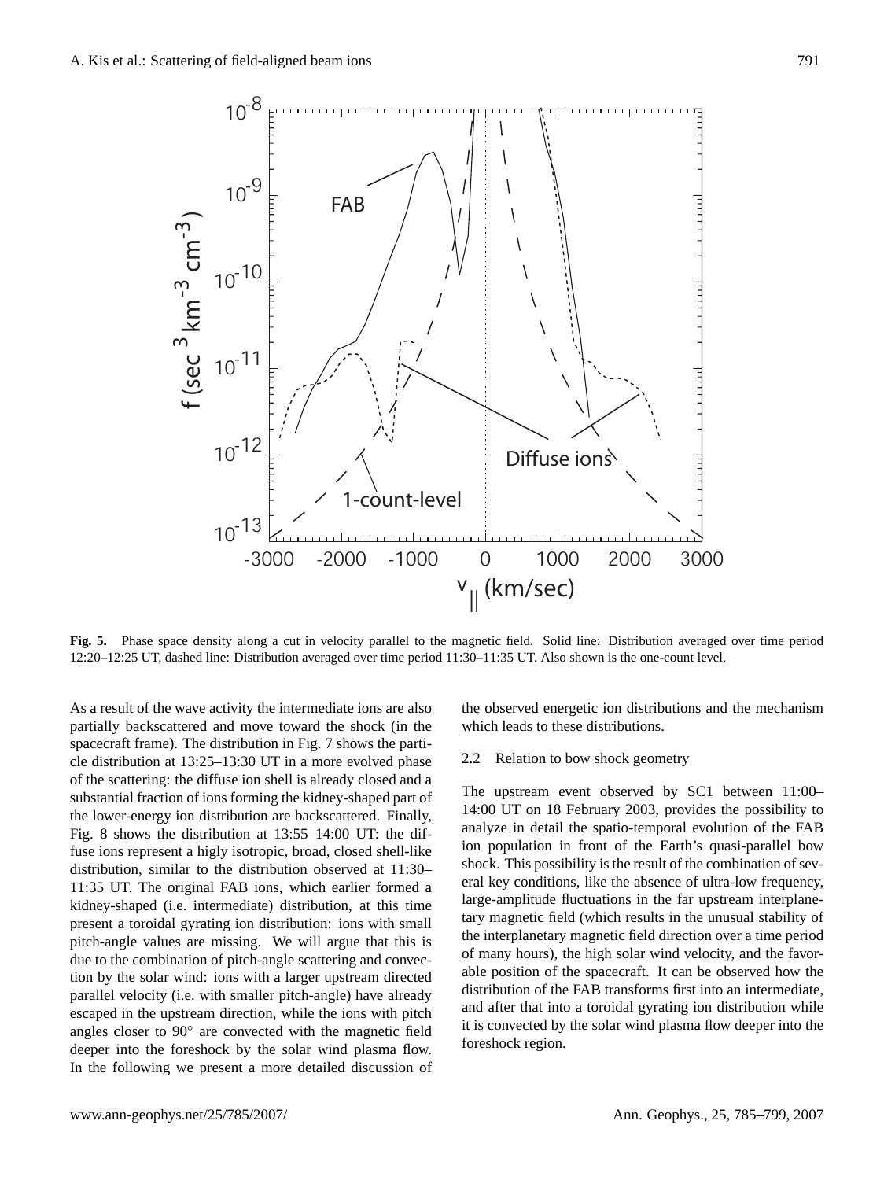**Fig. 5.** Phase space density along a cut in velocity parallel to the magnetic field. Solid line: Distribution averaged over time period 12:20–12:25 UT, dashed line: Distribution averaged over time period 11:30–11:35 UT. Also shown is the one-count level.

As a result of the wave activity the intermediate ions are also partially backscattered and move toward the shock (in the spacecraft frame). The distribution in Fig. 7 shows the particle distribution at 13:25–13:30 UT in a more evolved phase of the scattering: the diffuse ion shell is already closed and a substantial fraction of ions forming the kidney-shaped part of the lower-energy ion distribution are backscattered. Finally, Fig. 8 shows the distribution at 13:55–14:00 UT: the diffuse ions represent a higly isotropic, broad, closed shell-like distribution, similar to the distribution observed at 11:30–11:35 UT. The original FAB ions, which earlier formed a kidney-shaped (i.e. intermediate) distribution, at this time present a toroidal gyrating ion distribution: ions with small pitch-angle values are missing. We will argue that this is due to the combination of pitch-angle scattering and convection by the solar wind: ions with a larger upstream directed parallel velocity (i.e. with smaller pitch-angle) have already escaped in the upstream direction, while the ions with pitch angles closer to 90° are convected with the magnetic field deeper into the foreshock by the solar wind plasma flow. In the following we present a more detailed discussion of the observed energetic ion distributions and the mechanism which leads to these distributions.

### 2.2 Relation to bow shock geometry

The upstream event observed by SC1 between 11:00–14:00 UT on 18 February 2003, provides the possibility to analyze in detail the spatio-temporal evolution of the FAB ion population in front of the Earth's quasi-parallel bow shock. This possibility is the result of the combination of several key conditions, like the absence of ultra-low frequency, large-amplitude fluctuations in the far upstream interplanetary magnetic field (which results in the unusual stability of the interplanetary magnetic field direction over a time period of many hours), the high solar wind velocity, and the favorable position of the spacecraft. It can be observed how the distribution of the FAB transforms first into an intermediate, and after that into a toroidal gyrating ion distribution while it is convected by the solar wind plasma flow deeper into the foreshock region.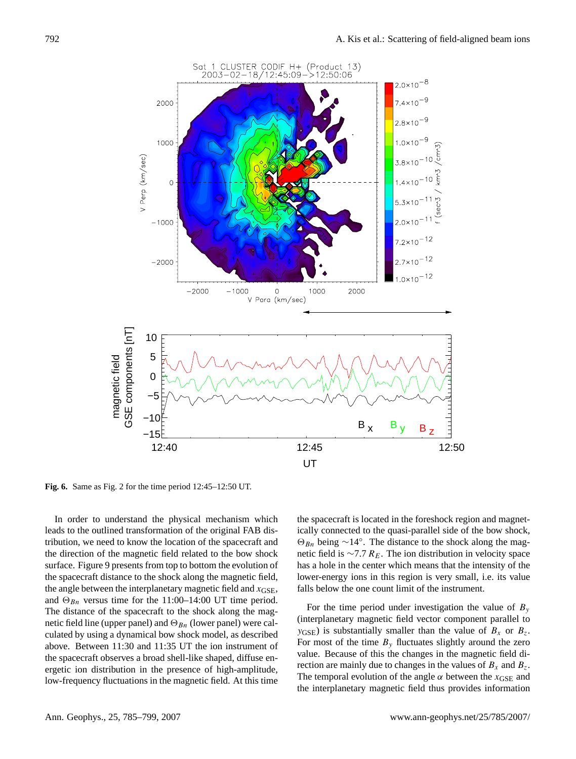**Fig. 6.** Same as Fig. 2 for the time period 12:45–12:50 UT.

In order to understand the physical mechanism which leads to the outlined transformation of the original FAB distribution, we need to know the location of the spacecraft and the direction of the magnetic field related to the bow shock surface. Figure 9 presents from top to bottom the evolution of the spacecraft distance to the shock along the magnetic field, the angle between the interplanetary magnetic field and $x_{\mathrm{GSE}}$, and $\Theta_{Bn}$ versus time for the 11:00–14:00 UT time period. The distance of the spacecraft to the shock along the magnetic field line (upper panel) and $\Theta_{Bn}$ (lower panel) were calculated by using a dynamical bow shock model, as described above. Between 11:30 and 11:35 UT the ion instrument of the spacecraft observes a broad shell-like shaped, diffuse energetic ion distribution in the presence of high-amplitude, low-frequency fluctuations in the magnetic field. At this time the spacecraft is located in the foreshock region and magnetically connected to the quasi-parallel side of the bow shock, $\Theta_{Bn}$ being $\sim 14°$. The distance to the shock along the magnetic field is $\sim 7.7\,R_E$. The ion distribution in velocity space has a hole in the center which means that the intensity of the lower-energy ions in this region is very small, i.e. its value falls below the one count limit of the instrument.

For the time period under investigation the value of $B_y$ (interplanetary magnetic field vector component parallel to $y_{\mathrm{GSE}}$) is substantially smaller than the value of $B_x$ or $B_z$. For most of the time $B_y$ fluctuates slightly around the zero value. Because of this the changes in the magnetic field direction are mainly due to changes in the values of $B_x$ and $B_z$. The temporal evolution of the angle $\alpha$ between the $x_{\mathrm{GSE}}$ and the interplanetary magnetic field thus provides information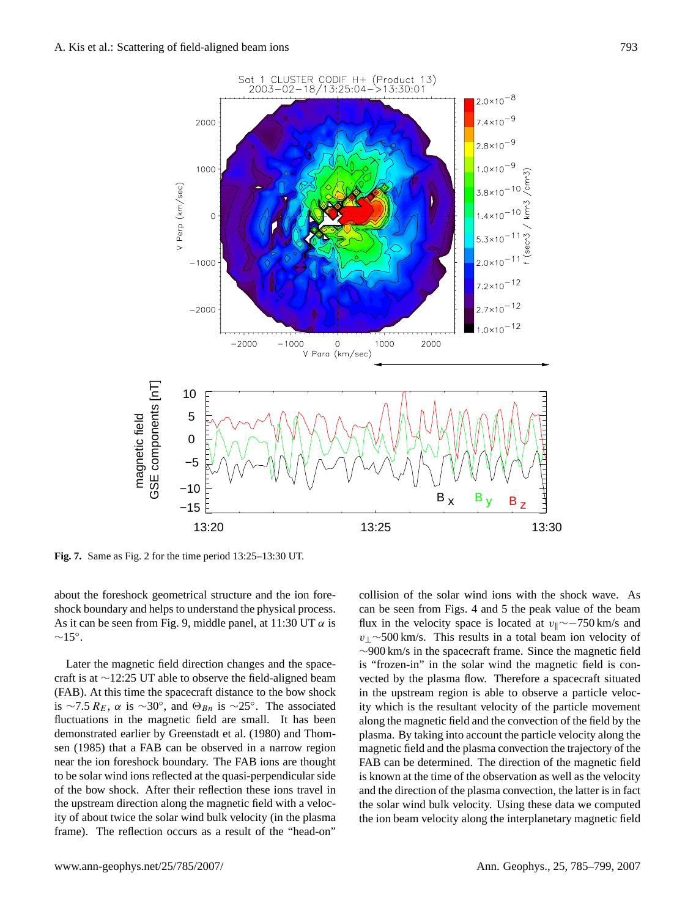**Fig. 7.** Same as Fig. 2 for the time period 13:25–13:30 UT.

about the foreshock geometrical structure and the ion foreshock boundary and helps to understand the physical process. As it can be seen from Fig. 9, middle panel, at 11:30 UT $\alpha$ is $\sim 15^{\circ}$.

Later the magnetic field direction changes and the spacecraft is at ∼12:25 UT able to observe the field-aligned beam (FAB). At this time the spacecraft distance to the bow shock is $\sim 7.5\,R_E$, $\alpha$ is $\sim 30^{\circ}$, and $\Theta_{Bn}$ is $\sim 25^{\circ}$. The associated fluctuations in the magnetic field are small. It has been demonstrated earlier by Greenstadt et al. (1980) and Thomsen (1985) that a FAB can be observed in a narrow region near the ion foreshock boundary. The FAB ions are thought to be solar wind ions reflected at the quasi-perpendicular side of the bow shock. After their reflection these ions travel in the upstream direction along the magnetic field with a velocity of about twice the solar wind bulk velocity (in the plasma frame). The reflection occurs as a result of the "head-on" collision of the solar wind ions with the shock wave. As can be seen from Figs. 4 and 5 the peak value of the beam flux in the velocity space is located at $v_{\parallel} \sim -750$ km/s and $v_{\perp} \sim 500$ km/s. This results in a total beam ion velocity of $\sim 900$ km/s in the spacecraft frame. Since the magnetic field is "frozen-in" in the solar wind the magnetic field is convected by the plasma flow. Therefore a spacecraft situated in the upstream region is able to observe a particle velocity which is the resultant velocity of the particle movement along the magnetic field and the convection of the field by the plasma. By taking into account the particle velocity along the magnetic field and the plasma convection the trajectory of the FAB can be determined. The direction of the magnetic field is known at the time of the observation as well as the velocity and the direction of the plasma convection, the latter is in fact the solar wind bulk velocity. Using these data we computed the ion beam velocity along the interplanetary magnetic field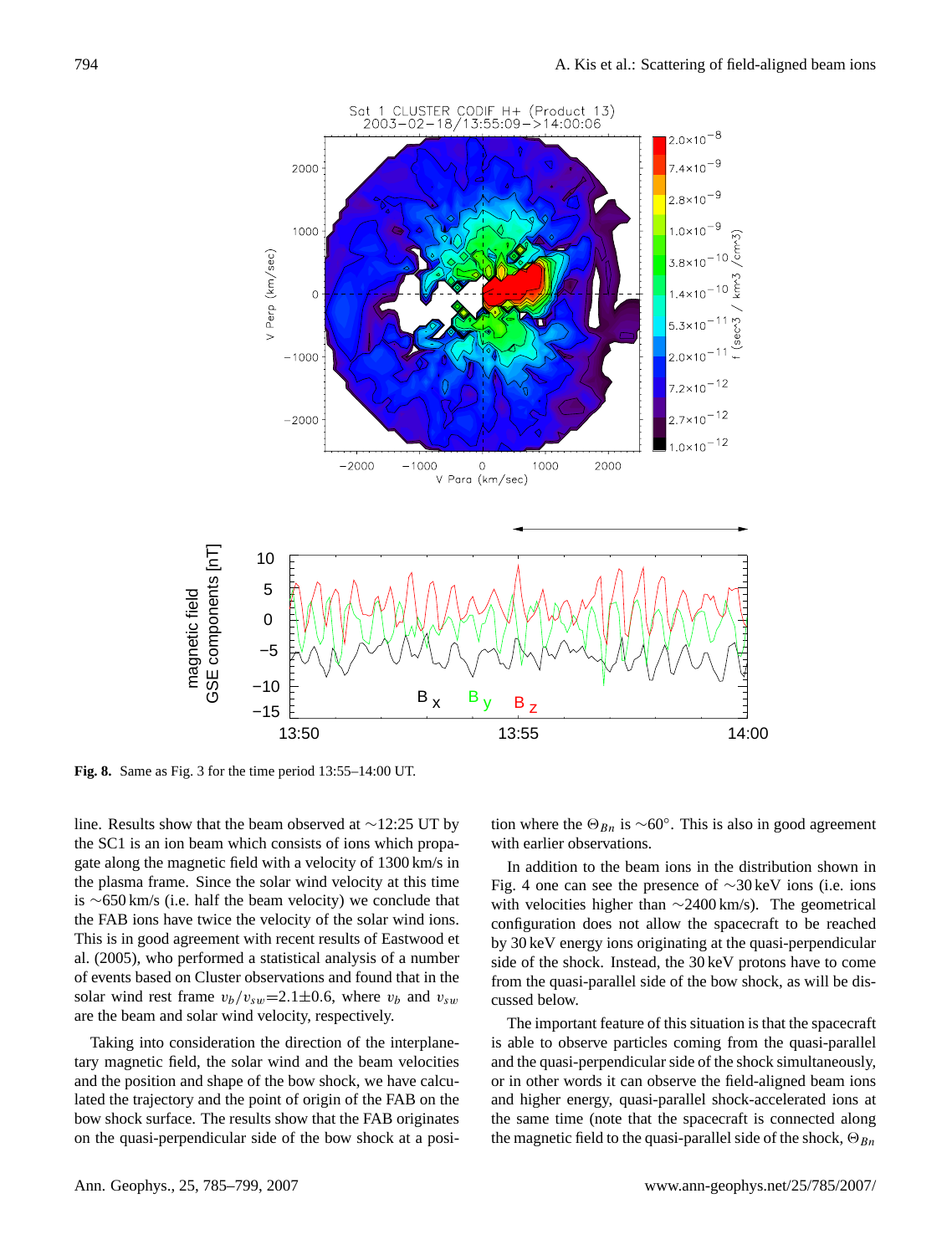**Fig. 8.** Same as Fig. 3 for the time period 13:55–14:00 UT.

line. Results show that the beam observed at ∼12:25 UT by the SC1 is an ion beam which consists of ions which propagate along the magnetic field with a velocity of 1300 km/s in the plasma frame. Since the solar wind velocity at this time is ∼650 km/s (i.e. half the beam velocity) we conclude that the FAB ions have twice the velocity of the solar wind ions. This is in good agreement with recent results of Eastwood et al. (2005), who performed a statistical analysis of a number of events based on Cluster observations and found that in the solar wind rest frame $v_b/v_{sw}$=2.1±0.6, where $v_b$ and $v_{sw}$ are the beam and solar wind velocity, respectively.

Taking into consideration the direction of the interplanetary magnetic field, the solar wind and the beam velocities and the position and shape of the bow shock, we have calculated the trajectory and the point of origin of the FAB on the bow shock surface. The results show that the FAB originates on the quasi-perpendicular side of the bow shock at a position where the $\Theta_{Bn}$ is ∼60°. This is also in good agreement with earlier observations.

In addition to the beam ions in the distribution shown in Fig. 4 one can see the presence of ∼30 keV ions (i.e. ions with velocities higher than ∼2400 km/s). The geometrical configuration does not allow the spacecraft to be reached by 30 keV energy ions originating at the quasi-perpendicular side of the shock. Instead, the 30 keV protons have to come from the quasi-parallel side of the bow shock, as will be discussed below.

The important feature of this situation is that the spacecraft is able to observe particles coming from the quasi-parallel and the quasi-perpendicular side of the shock simultaneously, or in other words it can observe the field-aligned beam ions and higher energy, quasi-parallel shock-accelerated ions at the same time (note that the spacecraft is connected along the magnetic field to the quasi-parallel side of the shock, $\Theta_{Bn}$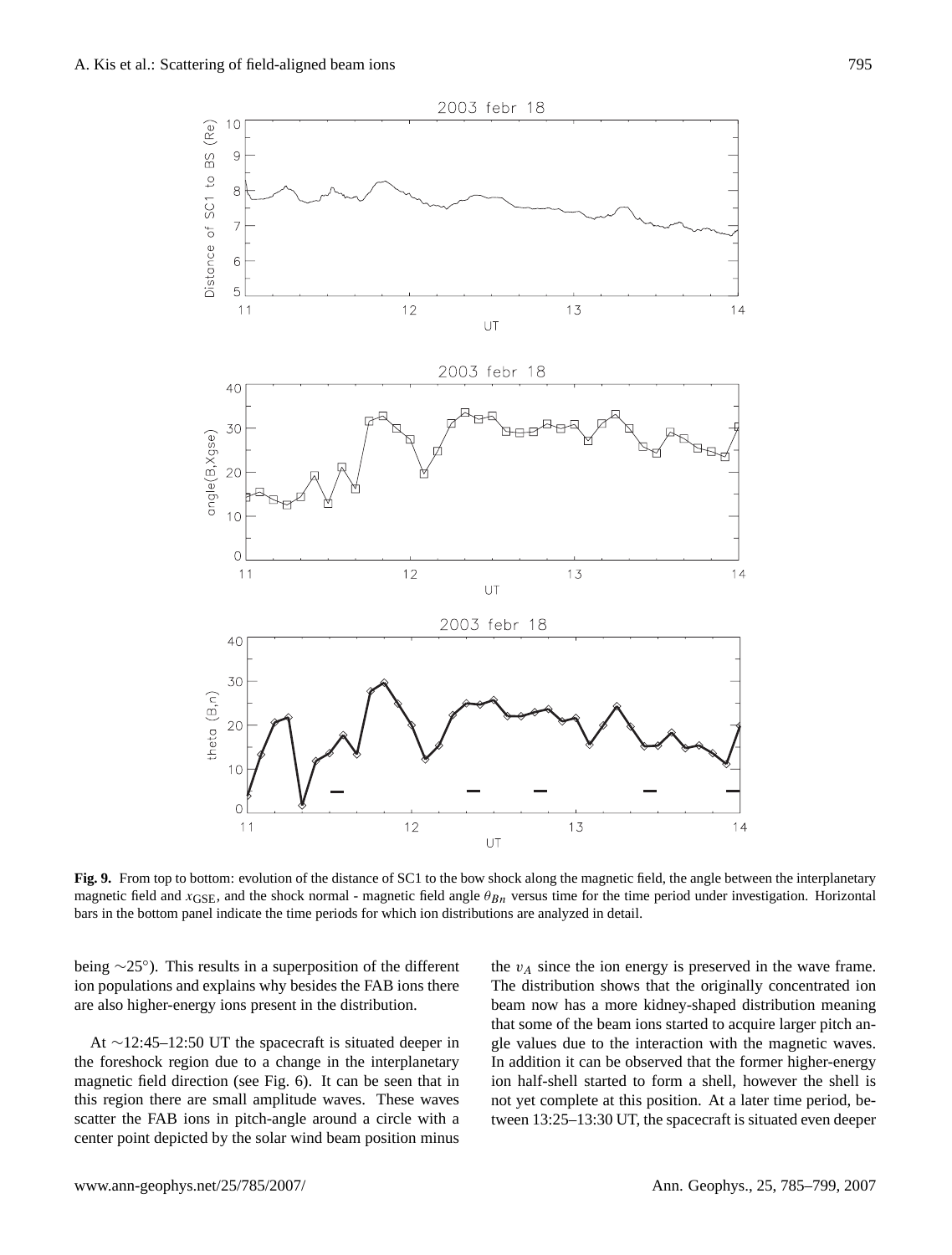**Fig. 9.** From top to bottom: evolution of the distance of SC1 to the bow shock along the magnetic field, the angle between the interplanetary magnetic field and $x_{\text{GSE}}$, and the shock normal - magnetic field angle $\theta_{Bn}$ versus time for the time period under investigation. Horizontal bars in the bottom panel indicate the time periods for which ion distributions are analyzed in detail.

being ∼25°). This results in a superposition of the different ion populations and explains why besides the FAB ions there are also higher-energy ions present in the distribution.

At ∼12:45–12:50 UT the spacecraft is situated deeper in the foreshock region due to a change in the interplanetary magnetic field direction (see Fig. 6). It can be seen that in this region there are small amplitude waves. These waves scatter the FAB ions in pitch-angle around a circle with a center point depicted by the solar wind beam position minus the $v_A$ since the ion energy is preserved in the wave frame. The distribution shows that the originally concentrated ion beam now has a more kidney-shaped distribution meaning that some of the beam ions started to acquire larger pitch angle values due to the interaction with the magnetic waves. In addition it can be observed that the former higher-energy ion half-shell started to form a shell, however the shell is not yet complete at this position. At a later time period, between 13:25–13:30 UT, the spacecraft is situated even deeper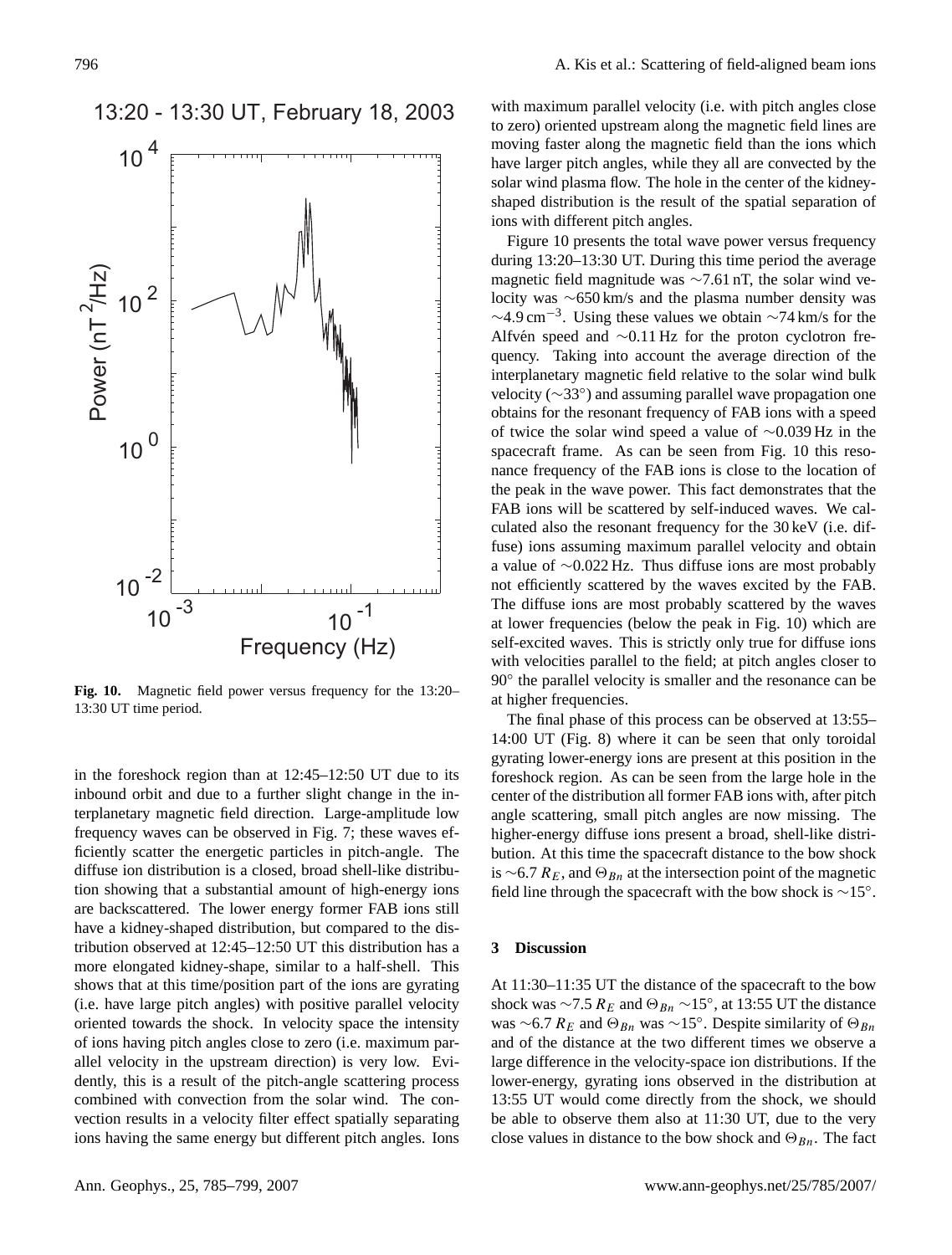**Fig. 10.** Magnetic field power versus frequency for the 13:20–13:30 UT time period.

in the foreshock region than at 12:45–12:50 UT due to its inbound orbit and due to a further slight change in the interplanetary magnetic field direction. Large-amplitude low frequency waves can be observed in Fig. 7; these waves efficiently scatter the energetic particles in pitch-angle. The diffuse ion distribution is a closed, broad shell-like distribution showing that a substantial amount of high-energy ions are backscattered. The lower energy former FAB ions still have a kidney-shaped distribution, but compared to the distribution observed at 12:45–12:50 UT this distribution has a more elongated kidney-shape, similar to a half-shell. This shows that at this time/position part of the ions are gyrating (i.e. have large pitch angles) with positive parallel velocity oriented towards the shock. In velocity space the intensity of ions having pitch angles close to zero (i.e. maximum parallel velocity in the upstream direction) is very low. Evidently, this is a result of the pitch-angle scattering process combined with convection from the solar wind. The convection results in a velocity filter effect spatially separating ions having the same energy but different pitch angles. Ions with maximum parallel velocity (i.e. with pitch angles close to zero) oriented upstream along the magnetic field lines are moving faster along the magnetic field than the ions which have larger pitch angles, while they all are convected by the solar wind plasma flow. The hole in the center of the kidney-shaped distribution is the result of the spatial separation of ions with different pitch angles.

Figure 10 presents the total wave power versus frequency during 13:20–13:30 UT. During this time period the average magnetic field magnitude was ~7.61 nT, the solar wind velocity was ~650 km/s and the plasma number density was ~4.9 $cm^{-3}$. Using these values we obtain ~74 km/s for the Alfvén speed and ~0.11 Hz for the proton cyclotron frequency. Taking into account the average direction of the interplanetary magnetic field relative to the solar wind bulk velocity (~33°) and assuming parallel wave propagation one obtains for the resonant frequency of FAB ions with a speed of twice the solar wind speed a value of ~0.039 Hz in the spacecraft frame. As can be seen from Fig. 10 this resonance frequency of the FAB ions is close to the location of the peak in the wave power. This fact demonstrates that the FAB ions will be scattered by self-induced waves. We calculated also the resonant frequency for the 30 keV (i.e. diffuse) ions assuming maximum parallel velocity and obtain a value of ~0.022 Hz. Thus diffuse ions are most probably not efficiently scattered by the waves excited by the FAB. The diffuse ions are most probably scattered by the waves at lower frequencies (below the peak in Fig. 10) which are self-excited waves. This is strictly only true for diffuse ions with velocities parallel to the field; at pitch angles closer to 90° the parallel velocity is smaller and the resonance can be at higher frequencies.

The final phase of this process can be observed at 13:55–14:00 UT (Fig. 8) where it can be seen that only toroidal gyrating lower-energy ions are present at this position in the foreshock region. As can be seen from the large hole in the center of the distribution all former FAB ions with, after pitch angle scattering, small pitch angles are now missing. The higher-energy diffuse ions present a broad, shell-like distribution. At this time the spacecraft distance to the bow shock is ~6.7 $R_E$, and $\Theta_{Bn}$ at the intersection point of the magnetic field line through the spacecraft with the bow shock is ~15°.

## 3 Discussion

At 11:30–11:35 UT the distance of the spacecraft to the bow shock was ~7.5 $R_E$ and $\Theta_{Bn}$ ~15°, at 13:55 UT the distance was ~6.7 $R_E$ and $\Theta_{Bn}$ was ~15°. Despite similarity of $\Theta_{Bn}$ and of the distance at the two different times we observe a large difference in the velocity-space ion distributions. If the lower-energy, gyrating ions observed in the distribution at 13:55 UT would come directly from the shock, we should be able to observe them also at 11:30 UT, due to the very close values in distance to the bow shock and $\Theta_{Bn}$. The fact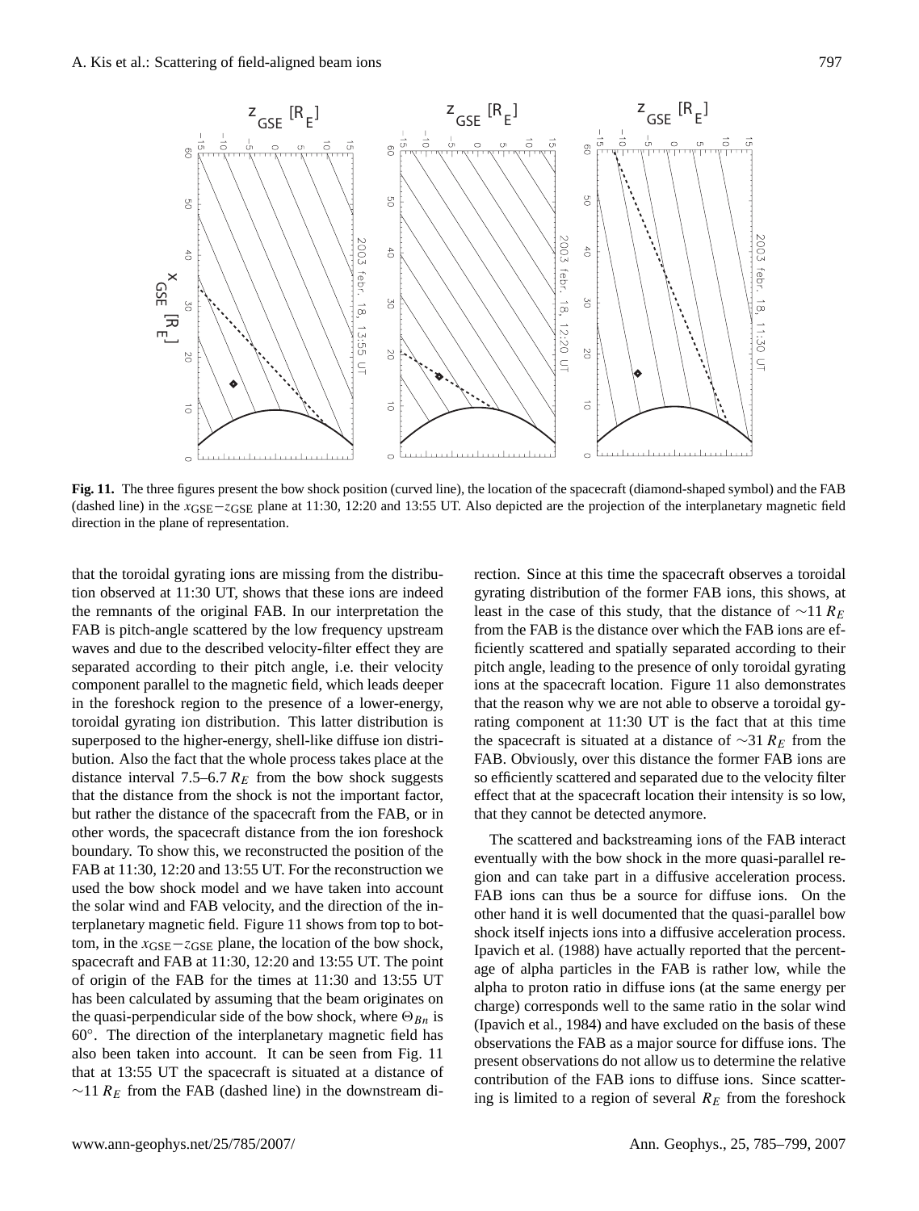**Fig. 11.** The three figures present the bow shock position (curved line), the location of the spacecraft (diamond-shaped symbol) and the FAB (dashed line) in the $x_{GSE}-z_{GSE}$ plane at 11:30, 12:20 and 13:55 UT. Also depicted are the projection of the interplanetary magnetic field direction in the plane of representation.

that the toroidal gyrating ions are missing from the distribution observed at 11:30 UT, shows that these ions are indeed the remnants of the original FAB. In our interpretation the FAB is pitch-angle scattered by the low frequency upstream waves and due to the described velocity-filter effect they are separated according to their pitch angle, i.e. their velocity component parallel to the magnetic field, which leads deeper in the foreshock region to the presence of a lower-energy, toroidal gyrating ion distribution. This latter distribution is superposed to the higher-energy, shell-like diffuse ion distribution. Also the fact that the whole process takes place at the distance interval 7.5–6.7 $R_E$ from the bow shock suggests that the distance from the shock is not the important factor, but rather the distance of the spacecraft from the FAB, or in other words, the spacecraft distance from the ion foreshock boundary. To show this, we reconstructed the position of the FAB at 11:30, 12:20 and 13:55 UT. For the reconstruction we used the bow shock model and we have taken into account the solar wind and FAB velocity, and the direction of the interplanetary magnetic field. Figure 11 shows from top to bottom, in the $x_{GSE}-z_{GSE}$ plane, the location of the bow shock, spacecraft and FAB at 11:30, 12:20 and 13:55 UT. The point of origin of the FAB for the times at 11:30 and 13:55 UT has been calculated by assuming that the beam originates on the quasi-perpendicular side of the bow shock, where $\Theta_{Bn}$ is 60°. The direction of the interplanetary magnetic field has also been taken into account. It can be seen from Fig. 11 that at 13:55 UT the spacecraft is situated at a distance of $\sim$11 $R_E$ from the FAB (dashed line) in the downstream direction. Since at this time the spacecraft observes a toroidal gyrating distribution of the former FAB ions, this shows, at least in the case of this study, that the distance of $\sim$11 $R_E$ from the FAB is the distance over which the FAB ions are efficiently scattered and spatially separated according to their pitch angle, leading to the presence of only toroidal gyrating ions at the spacecraft location. Figure 11 also demonstrates that the reason why we are not able to observe a toroidal gyrating component at 11:30 UT is the fact that at this time the spacecraft is situated at a distance of $\sim$31 $R_E$ from the FAB. Obviously, over this distance the former FAB ions are so efficiently scattered and separated due to the velocity filter effect that at the spacecraft location their intensity is so low, that they cannot be detected anymore.

The scattered and backstreaming ions of the FAB interact eventually with the bow shock in the more quasi-parallel region and can take part in a diffusive acceleration process. FAB ions can thus be a source for diffuse ions. On the other hand it is well documented that the quasi-parallel bow shock itself injects ions into a diffusive acceleration process. Ipavich et al. (1988) have actually reported that the percentage of alpha particles in the FAB is rather low, while the alpha to proton ratio in diffuse ions (at the same energy per charge) corresponds well to the same ratio in the solar wind (Ipavich et al., 1984) and have excluded on the basis of these observations the FAB as a major source for diffuse ions. The present observations do not allow us to determine the relative contribution of the FAB ions to diffuse ions. Since scattering is limited to a region of several $R_E$ from the foreshock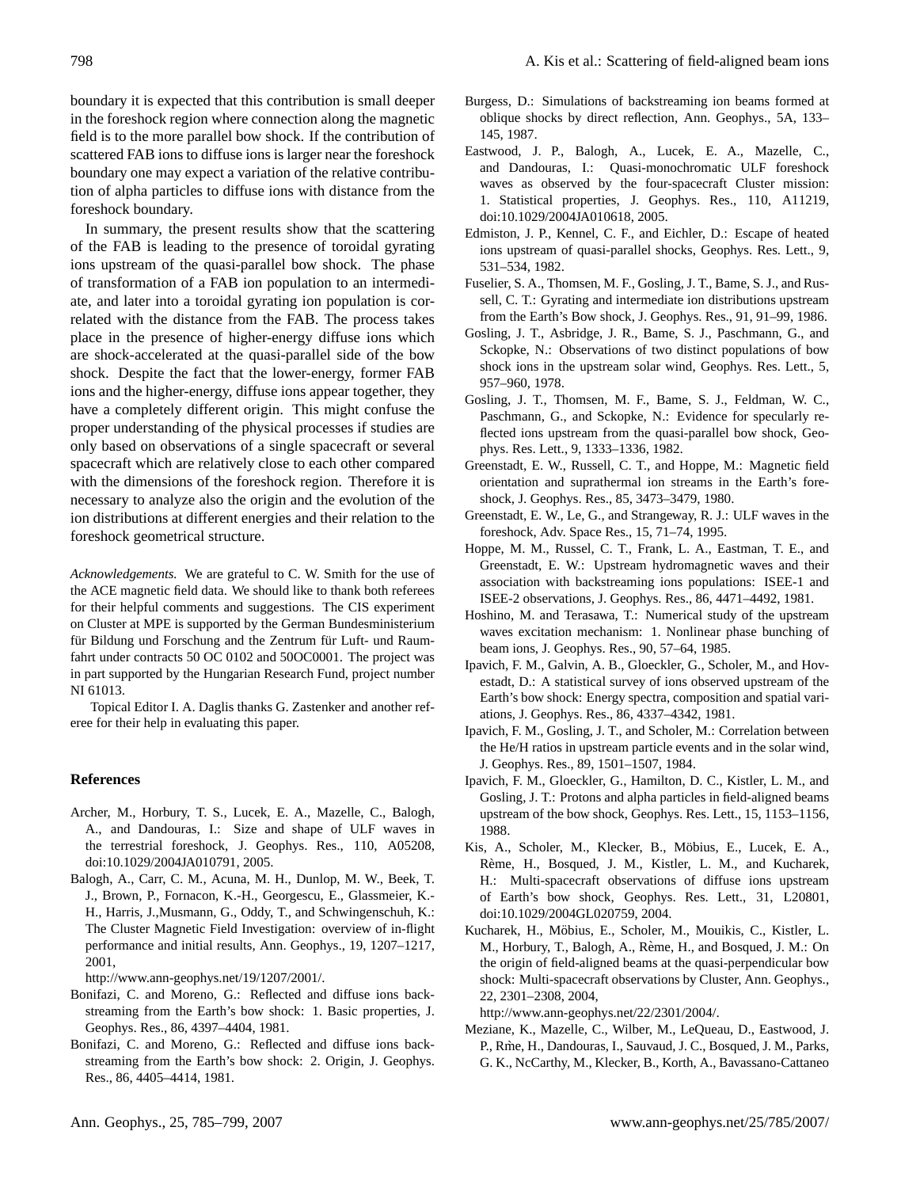boundary it is expected that this contribution is small deeper in the foreshock region where connection along the magnetic field is to the more parallel bow shock. If the contribution of scattered FAB ions to diffuse ions is larger near the foreshock boundary one may expect a variation of the relative contribution of alpha particles to diffuse ions with distance from the foreshock boundary.

In summary, the present results show that the scattering of the FAB is leading to the presence of toroidal gyrating ions upstream of the quasi-parallel bow shock. The phase of transformation of a FAB ion population to an intermediate, and later into a toroidal gyrating ion population is correlated with the distance from the FAB. The process takes place in the presence of higher-energy diffuse ions which are shock-accelerated at the quasi-parallel side of the bow shock. Despite the fact that the lower-energy, former FAB ions and the higher-energy, diffuse ions appear together, they have a completely different origin. This might confuse the proper understanding of the physical processes if studies are only based on observations of a single spacecraft or several spacecraft which are relatively close to each other compared with the dimensions of the foreshock region. Therefore it is necessary to analyze also the origin and the evolution of the ion distributions at different energies and their relation to the foreshock geometrical structure.

*Acknowledgements.* We are grateful to C. W. Smith for the use of the ACE magnetic field data. We should like to thank both referees for their helpful comments and suggestions. The CIS experiment on Cluster at MPE is supported by the German Bundesministerium für Bildung und Forschung and the Zentrum für Luft- und Raumfahrt under contracts 50 OC 0102 and 50OC0001. The project was in part supported by the Hungarian Research Fund, project number NI 61013.

Topical Editor I. A. Daglis thanks G. Zastenker and another referee for their help in evaluating this paper.

## References

Archer, M., Horbury, T. S., Lucek, E. A., Mazelle, C., Balogh, A., and Dandouras, I.: Size and shape of ULF waves in the terrestrial foreshock, J. Geophys. Res., 110, A05208, doi:10.1029/2004JA010791, 2005.

Balogh, A., Carr, C. M., Acuna, M. H., Dunlop, M. W., Beek, T. J., Brown, P., Fornacon, K.-H., Georgescu, E., Glassmeier, K.-H., Harris, J.,Musmann, G., Oddy, T., and Schwingenschuh, K.: The Cluster Magnetic Field Investigation: overview of in-flight performance and initial results, Ann. Geophys., 19, 1207–1217, 2001, http://www.ann-geophys.net/19/1207/2001/.

Bonifazi, C. and Moreno, G.: Reflected and diffuse ions backstreaming from the Earth's bow shock: 1. Basic properties, J. Geophys. Res., 86, 4397–4404, 1981.

Bonifazi, C. and Moreno, G.: Reflected and diffuse ions backstreaming from the Earth's bow shock: 2. Origin, J. Geophys. Res., 86, 4405–4414, 1981.

Burgess, D.: Simulations of backstreaming ion beams formed at oblique shocks by direct reflection, Ann. Geophys., 5A, 133–145, 1987.

Eastwood, J. P., Balogh, A., Lucek, E. A., Mazelle, C., and Dandouras, I.: Quasi-monochromatic ULF foreshock waves as observed by the four-spacecraft Cluster mission: 1. Statistical properties, J. Geophys. Res., 110, A11219, doi:10.1029/2004JA010618, 2005.

Edmiston, J. P., Kennel, C. F., and Eichler, D.: Escape of heated ions upstream of quasi-parallel shocks, Geophys. Res. Lett., 9, 531–534, 1982.

Fuselier, S. A., Thomsen, M. F., Gosling, J. T., Bame, S. J., and Russell, C. T.: Gyrating and intermediate ion distributions upstream from the Earth's Bow shock, J. Geophys. Res., 91, 91–99, 1986.

Gosling, J. T., Asbridge, J. R., Bame, S. J., Paschmann, G., and Sckopke, N.: Observations of two distinct populations of bow shock ions in the upstream solar wind, Geophys. Res. Lett., 5, 957–960, 1978.

Gosling, J. T., Thomsen, M. F., Bame, S. J., Feldman, W. C., Paschmann, G., and Sckopke, N.: Evidence for specularly reflected ions upstream from the quasi-parallel bow shock, Geophys. Res. Lett., 9, 1333–1336, 1982.

Greenstadt, E. W., Russell, C. T., and Hoppe, M.: Magnetic field orientation and suprathermal ion streams in the Earth's foreshock, J. Geophys. Res., 85, 3473–3479, 1980.

Greenstadt, E. W., Le, G., and Strangeway, R. J.: ULF waves in the foreshock, Adv. Space Res., 15, 71–74, 1995.

Hoppe, M. M., Russel, C. T., Frank, L. A., Eastman, T. E., and Greenstadt, E. W.: Upstream hydromagnetic waves and their association with backstreaming ions populations: ISEE-1 and ISEE-2 observations, J. Geophys. Res., 86, 4471–4492, 1981.

Hoshino, M. and Terasawa, T.: Numerical study of the upstream waves excitation mechanism: 1. Nonlinear phase bunching of beam ions, J. Geophys. Res., 90, 57–64, 1985.

Ipavich, F. M., Galvin, A. B., Gloeckler, G., Scholer, M., and Hovestadt, D.: A statistical survey of ions observed upstream of the Earth's bow shock: Energy spectra, composition and spatial variations, J. Geophys. Res., 86, 4337–4342, 1981.

Ipavich, F. M., Gosling, J. T., and Scholer, M.: Correlation between the He/H ratios in upstream particle events and in the solar wind, J. Geophys. Res., 89, 1501–1507, 1984.

Ipavich, F. M., Gloeckler, G., Hamilton, D. C., Kistler, L. M., and Gosling, J. T.: Protons and alpha particles in field-aligned beams upstream of the bow shock, Geophys. Res. Lett., 15, 1153–1156, 1988.

Kis, A., Scholer, M., Klecker, B., Möbius, E., Lucek, E. A., Rème, H., Bosqued, J. M., Kistler, L. M., and Kucharek, H.: Multi-spacecraft observations of diffuse ions upstream of Earth's bow shock, Geophys. Res. Lett., 31, L20801, doi:10.1029/2004GL020759, 2004.

Kucharek, H., Möbius, E., Scholer, M., Mouikis, C., Kistler, L. M., Horbury, T., Balogh, A., Rème, H., and Bosqued, J. M.: On the origin of field-aligned beams at the quasi-perpendicular bow shock: Multi-spacecraft observations by Cluster, Ann. Geophys., 22, 2301–2308, 2004, http://www.ann-geophys.net/22/2301/2004/.

Meziane, K., Mazelle, C., Wilber, M., LeQueau, D., Eastwood, J. P., Rme, H., Dandouras, I., Sauvaud, J. C., Bosqued, J. M., Parks, G. K., NcCarthy, M., Klecker, B., Korth, A., Bavassano-Cattaneo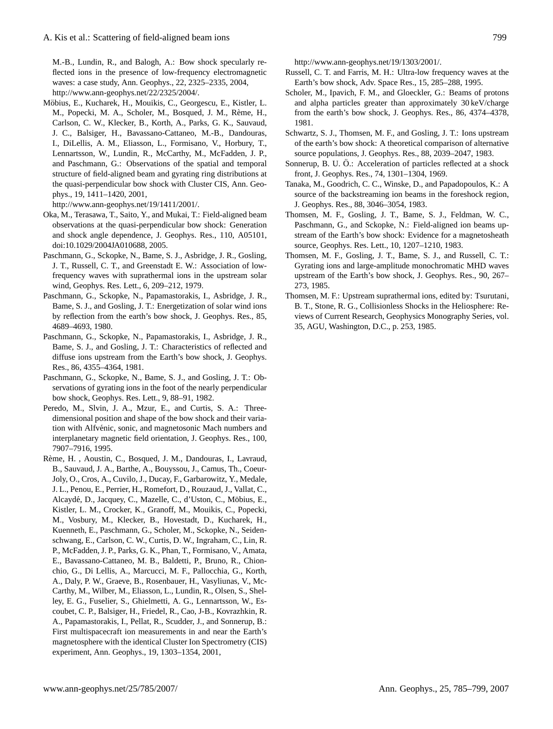M.-B., Lundin, R., and Balogh, A.: Bow shock specularly reflected ions in the presence of low-frequency electromagnetic waves: a case study, Ann. Geophys., 22, 2325–2335, 2004, http://www.ann-geophys.net/22/2325/2004/.

Möbius, E., Kucharek, H., Mouikis, C., Georgescu, E., Kistler, L. M., Popecki, M. A., Scholer, M., Bosqued, J. M., Rème, H., Carlson, C. W., Klecker, B., Korth, A., Parks, G. K., Sauvaud, J. C., Balsiger, H., Bavassano-Cattaneo, M.-B., Dandouras, I., DiLellis, A. M., Eliasson, L., Formisano, V., Horbury, T., Lennartsson, W., Lundin, R., McCarthy, M., McFadden, J. P., and Paschmann, G.: Observations of the spatial and temporal structure of field-aligned beam and gyrating ring distributions at the quasi-perpendicular bow shock with Cluster CIS, Ann. Geophys., 19, 1411–1420, 2001, http://www.ann-geophys.net/19/1411/2001/.

Oka, M., Terasawa, T., Saito, Y., and Mukai, T.: Field-aligned beam observations at the quasi-perpendicular bow shock: Generation and shock angle dependence, J. Geophys. Res., 110, A05101, doi:10.1029/2004JA010688, 2005.

Paschmann, G., Sckopke, N., Bame, S. J., Asbridge, J. R., Gosling, J. T., Russell, C. T., and Greenstadt E. W.: Association of low-frequency waves with suprathermal ions in the upstream solar wind, Geophys. Res. Lett., 6, 209–212, 1979.

Paschmann, G., Sckopke, N., Papamastorakis, I., Asbridge, J. R., Bame, S. J., and Gosling, J. T.: Energetization of solar wind ions by reflection from the earth's bow shock, J. Geophys. Res., 85, 4689–4693, 1980.

Paschmann, G., Sckopke, N., Papamastorakis, I., Asbridge, J. R., Bame, S. J., and Gosling, J. T.: Characteristics of reflected and diffuse ions upstream from the Earth's bow shock, J. Geophys. Res., 86, 4355–4364, 1981.

Paschmann, G., Sckopke, N., Bame, S. J., and Gosling, J. T.: Observations of gyrating ions in the foot of the nearly perpendicular bow shock, Geophys. Res. Lett., 9, 88–91, 1982.

Peredo, M., Slvin, J. A., Mzur, E., and Curtis, S. A.: Three-dimensional position and shape of the bow shock and their variation with Alfvénic, sonic, and magnetosonic Mach numbers and interplanetary magnetic field orientation, J. Geophys. Res., 100, 7907–7916, 1995.

Rème, H. , Aoustin, C., Bosqued, J. M., Dandouras, I., Lavraud, B., Sauvaud, J. A., Barthe, A., Bouyssou, J., Camus, Th., Coeur-Joly, O., Cros, A., Cuvilo, J., Ducay, F., Garbarowitz, Y., Medale, J. L., Penou, E., Perrier, H., Romefort, D., Rouzaud, J., Vallat, C., Alcaydé, D., Jacquey, C., Mazelle, C., d'Uston, C., Möbius, E., Kistler, L. M., Crocker, K., Granoff, M., Mouikis, C., Popecki, M., Vosbury, M., Klecker, B., Hovestadt, D., Kucharek, H., Kuenneth, E., Paschmann, G., Scholer, M., Sckopke, N., Seidenschwang, E., Carlson, C. W., Curtis, D. W., Ingraham, C., Lin, R. P., McFadden, J. P., Parks, G. K., Phan, T., Formisano, V., Amata, E., Bavassano-Cattaneo, M. B., Baldetti, P., Bruno, R., Chionchio, G., Di Lellis, A., Marcucci, M. F., Pallocchia, G., Korth, A., Daly, P. W., Graeve, B., Rosenbauer, H., Vasyliunas, V., McCarthy, M., Wilber, M., Eliasson, L., Lundin, R., Olsen, S., Shelley, E. G., Fuselier, S., Ghielmetti, A. G., Lennartsson, W., Escoubet, C. P., Balsiger, H., Friedel, R., Cao, J-B., Kovrazhkin, R. A., Papamastorakis, I., Pellat, R., Scudder, J., and Sonnerup, B.: First multispacecraft ion measurements in and near the Earth's magnetosphere with the identical Cluster Ion Spectrometry (CIS) experiment, Ann. Geophys., 19, 1303–1354, 2001, http://www.ann-geophys.net/19/1303/2001/.

Russell, C. T. and Farris, M. H.: Ultra-low frequency waves at the Earth's bow shock, Adv. Space Res., 15, 285–288, 1995.

Scholer, M., Ipavich, F. M., and Gloeckler, G.: Beams of protons and alpha particles greater than approximately 30 keV/charge from the earth's bow shock, J. Geophys. Res., 86, 4374–4378, 1981.

Schwartz, S. J., Thomsen, M. F., and Gosling, J. T.: Ions upstream of the earth's bow shock: A theoretical comparison of alternative source populations, J. Geophys. Res., 88, 2039–2047, 1983.

Sonnerup, B. U. Ö.: Acceleration of particles reflected at a shock front, J. Geophys. Res., 74, 1301–1304, 1969.

Tanaka, M., Goodrich, C. C., Winske, D., and Papadopoulos, K.: A source of the backstreaming ion beams in the foreshock region, J. Geophys. Res., 88, 3046–3054, 1983.

Thomsen, M. F., Gosling, J. T., Bame, S. J., Feldman, W. C., Paschmann, G., and Sckopke, N.: Field-aligned ion beams upstream of the Earth's bow shock: Evidence for a magnetosheath source, Geophys. Res. Lett., 10, 1207–1210, 1983.

Thomsen, M. F., Gosling, J. T., Bame, S. J., and Russell, C. T.: Gyrating ions and large-amplitude monochromatic MHD waves upstream of the Earth's bow shock, J. Geophys. Res., 90, 267–273, 1985.

Thomsen, M. F.: Upstream suprathermal ions, edited by: Tsurutani, B. T., Stone, R. G., Collisionless Shocks in the Heliosphere: Reviews of Current Research, Geophysics Monography Series, vol. 35, AGU, Washington, D.C., p. 253, 1985.